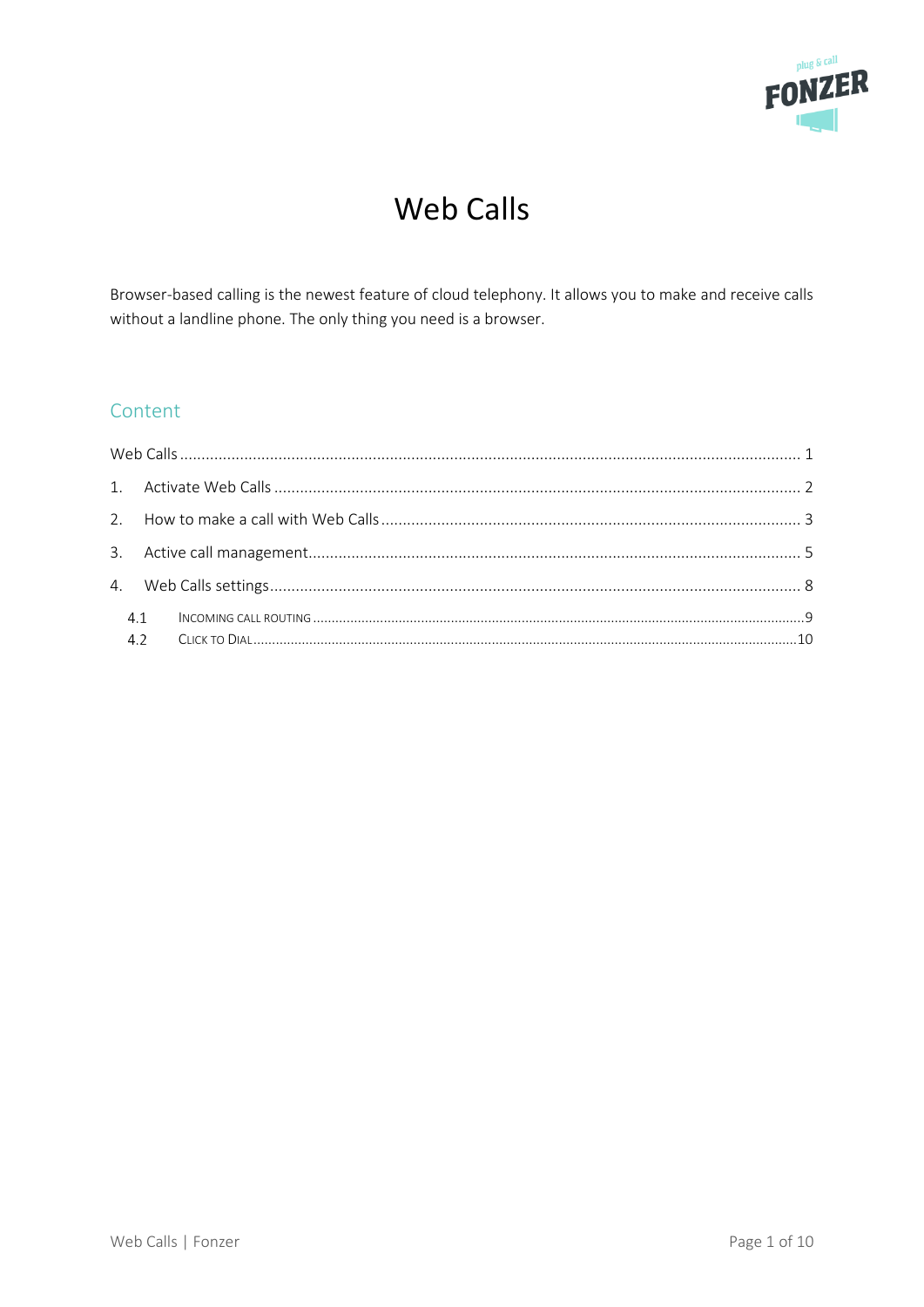# Web Calls

Browser-based calling is the newest feature of cloud telephony. It allows you to make and receive calls without a landline phone. The only thing you need is a browser.

## Content

Web Calls ........................................................ 1

1. Activate Web Calls ........................................................ 2
2. How to make a call with Web Calls ........................................................ 3
3. Active call management........................................................ 5
4. Web Calls settings........................................................ 8

   4.1 Incoming call routing ........................................................ 9

   4.2 Click to Dial........................................................ 10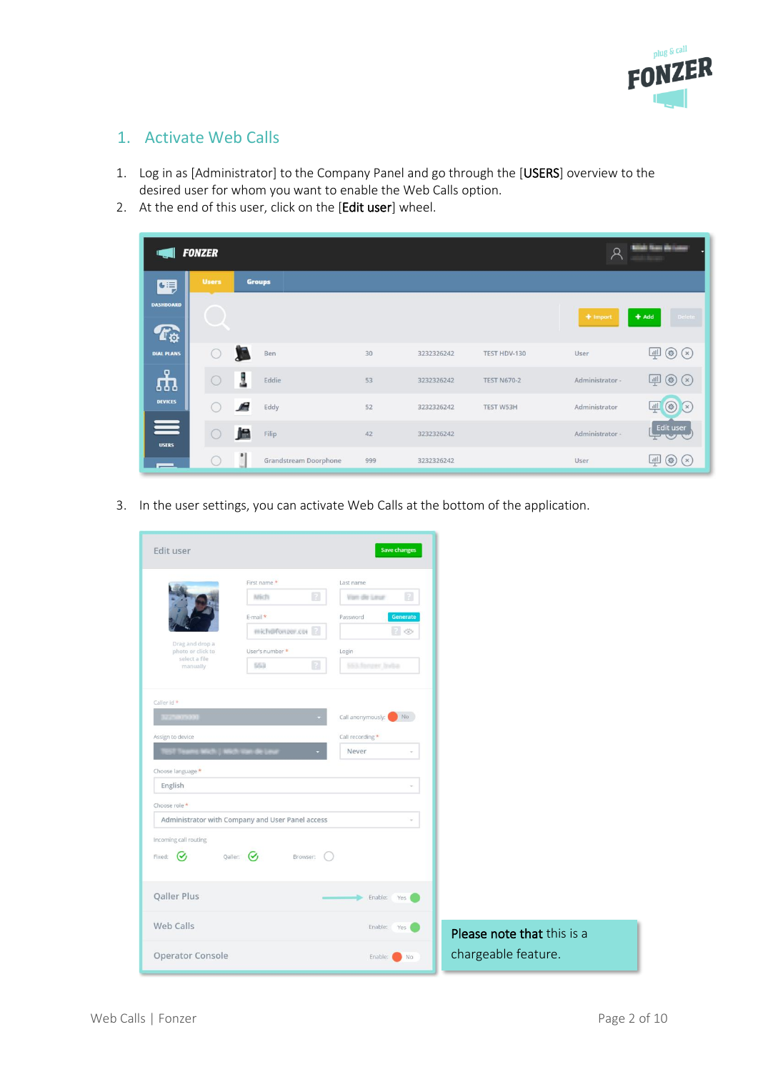## 1. Activate Web Calls

1. Log in as [Administrator] to the Company Panel and go through the [**USERS**] overview to the desired user for whom you want to enable the Web Calls option.
2. At the end of this user, click on the [**Edit user**] wheel.

3. In the user settings, you can activate Web Calls at the bottom of the application.

**Please note that** this is a chargeable feature.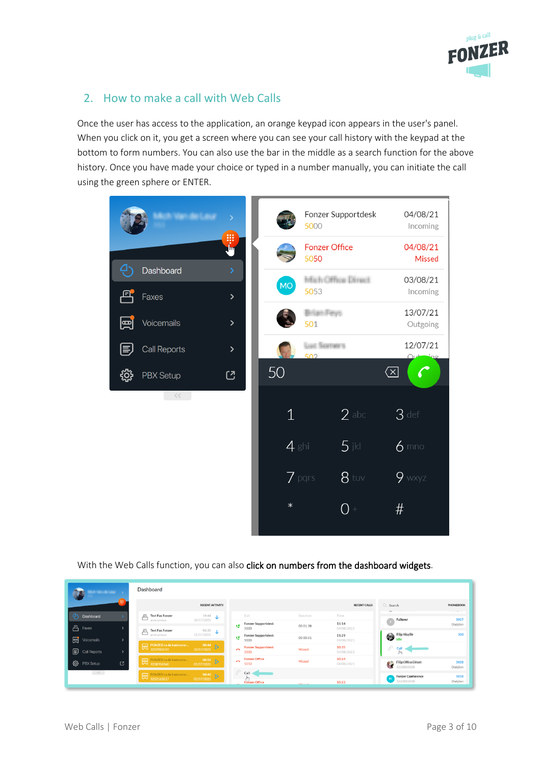## 2. How to make a call with Web Calls

Once the user has access to the application, an orange keypad icon appears in the user's panel. When you click on it, you get a screen where you can see your call history with the keypad at the bottom to form numbers. You can also use the bar in the middle as a search function for the above history. Once you have made your choice or typed in a number manually, you can initiate the call using the green sphere or ENTER.

With the Web Calls function, you can also click on numbers from the dashboard widgets.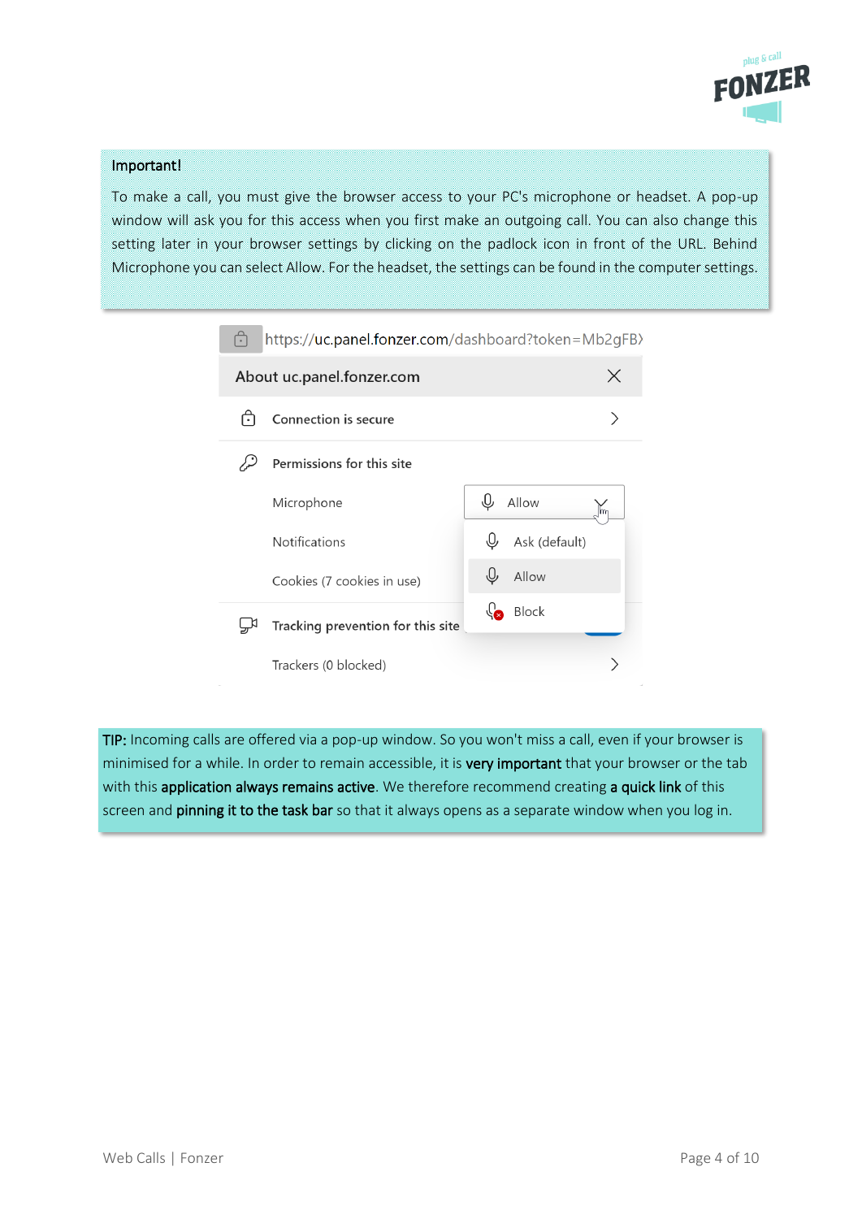**Important!**

To make a call, you must give the browser access to your PC's microphone or headset. A pop-up window will ask you for this access when you first make an outgoing call. You can also change this setting later in your browser settings by clicking on the padlock icon in front of the URL. Behind Microphone you can select Allow. For the headset, the settings can be found in the computer settings.

**TIP:** Incoming calls are offered via a pop-up window. So you won't miss a call, even if your browser is minimised for a while. In order to remain accessible, it is **very important** that your browser or the tab with this **application always remains active**. We therefore recommend creating **a quick link** of this screen and **pinning it to the task bar** so that it always opens as a separate window when you log in.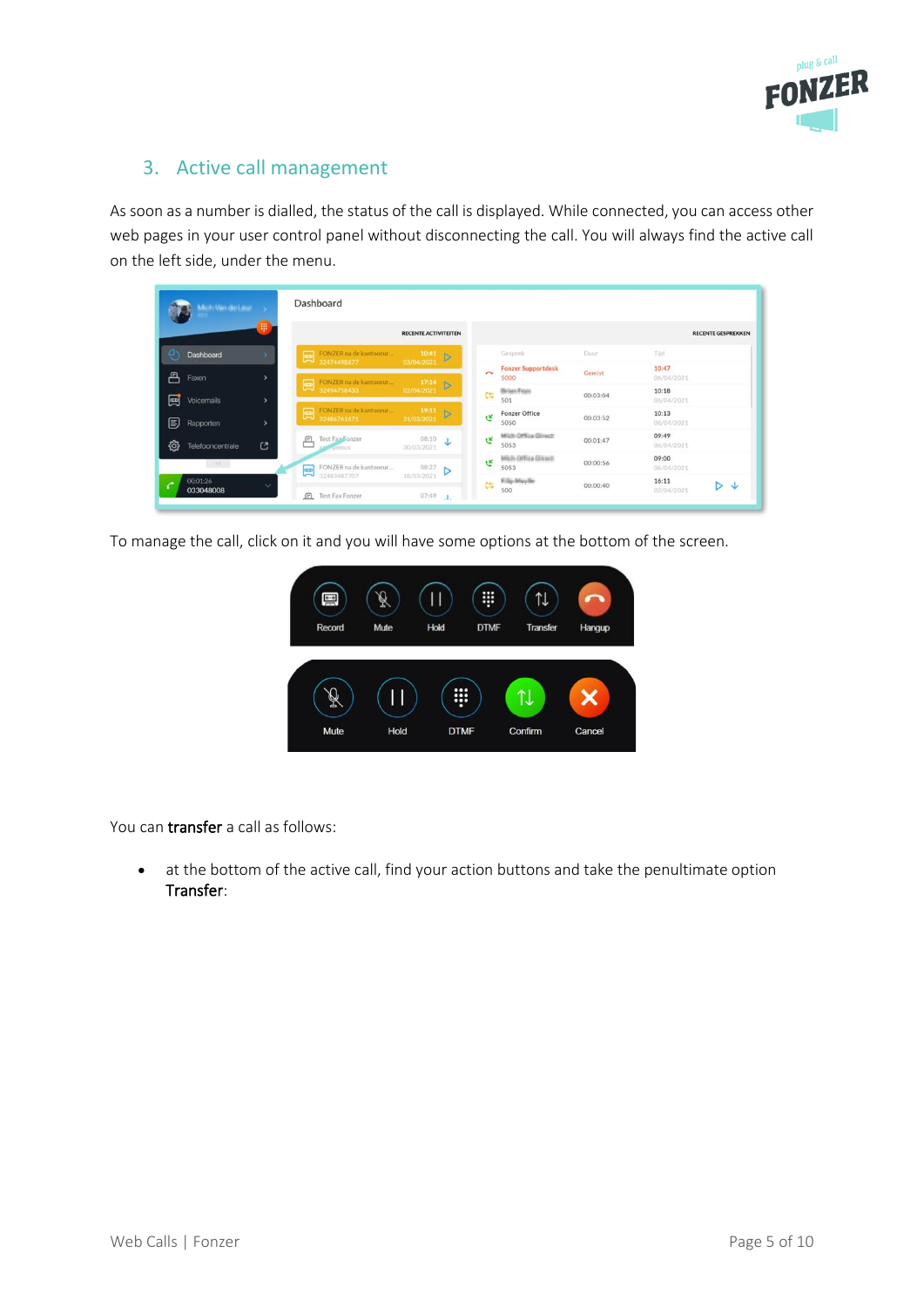## 3. Active call management

As soon as a number is dialled, the status of the call is displayed. While connected, you can access other web pages in your user control panel without disconnecting the call. You will always find the active call on the left side, under the menu.

To manage the call, click on it and you will have some options at the bottom of the screen.

You can **transfer** a call as follows:

- at the bottom of the active call, find your action buttons and take the penultimate option **Transfer**: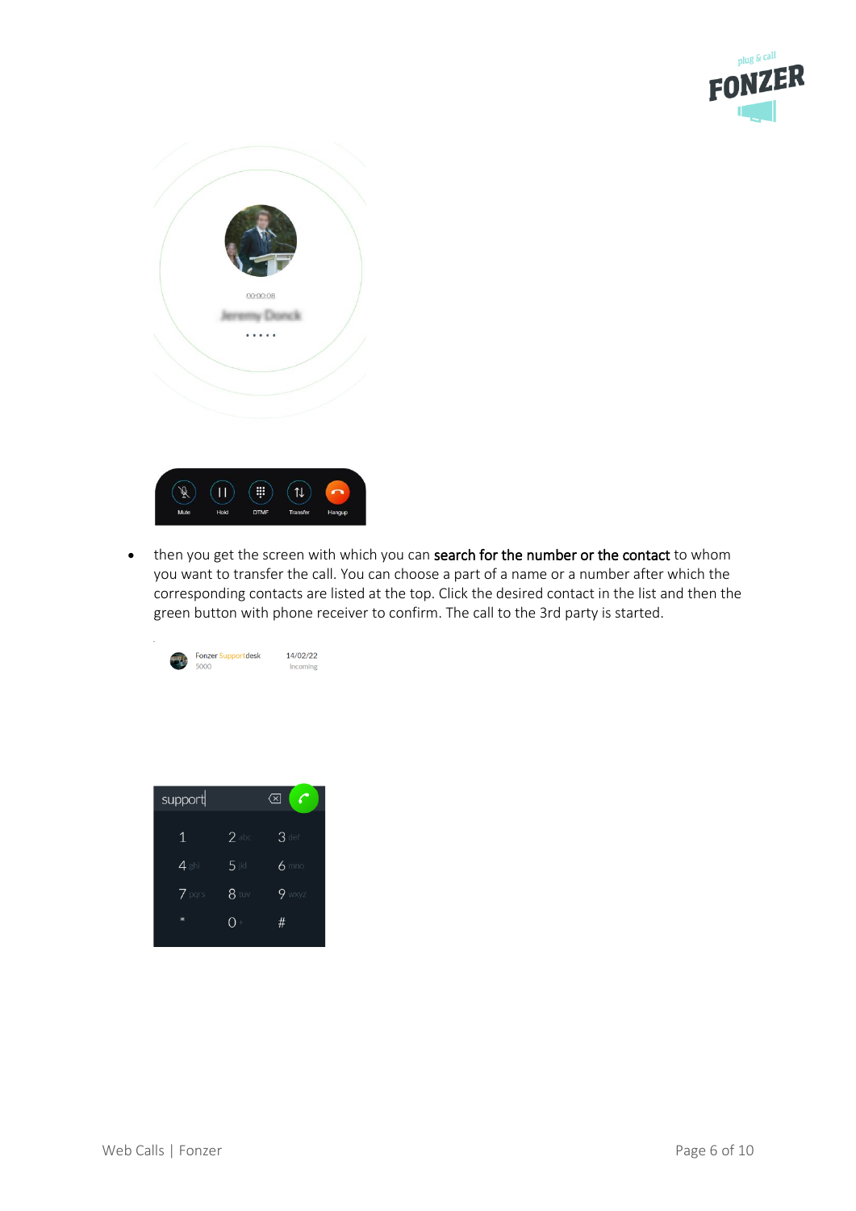- then you get the screen with which you can search for the number or the contact to whom you want to transfer the call. You can choose a part of a name or a number after which the corresponding contacts are listed at the top. Click the desired contact in the list and then the green button with phone receiver to confirm. The call to the 3rd party is started.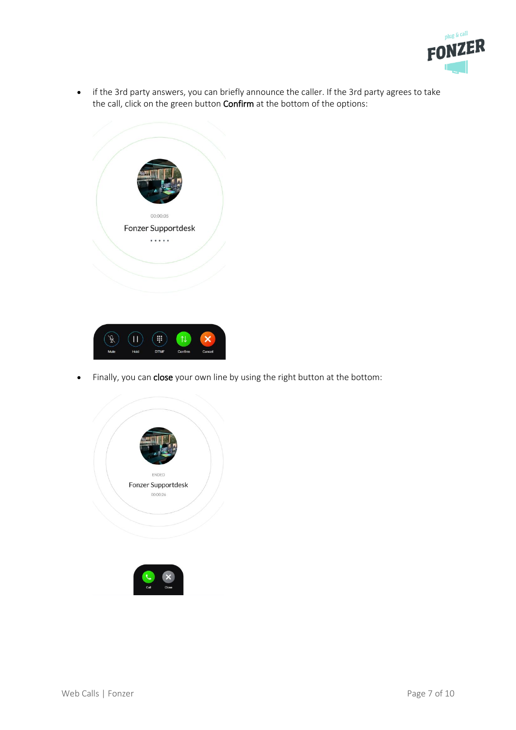- if the 3rd party answers, you can briefly announce the caller. If the 3rd party agrees to take the call, click on the green button **Confirm** at the bottom of the options:

- Finally, you can **close** your own line by using the right button at the bottom: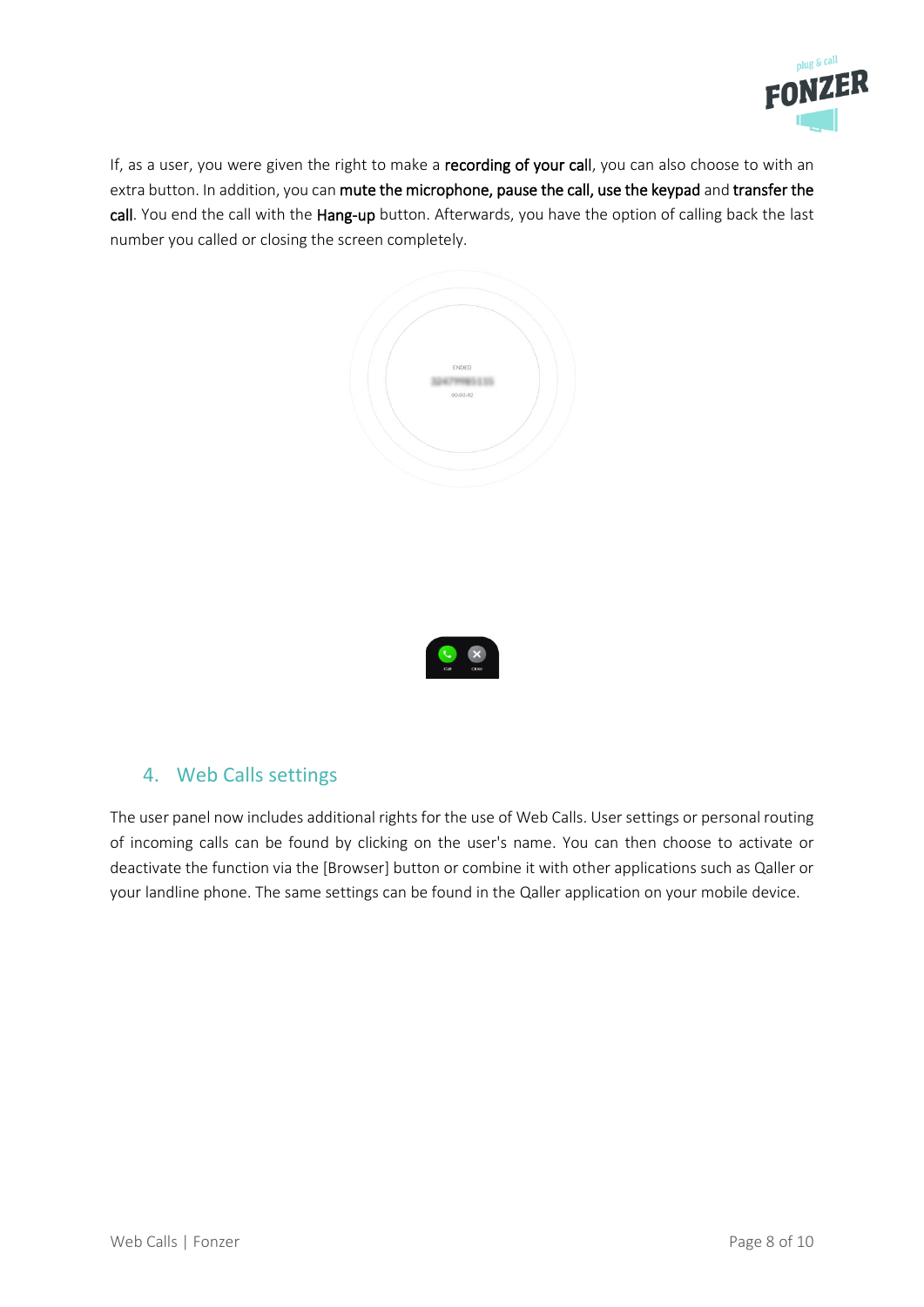If, as a user, you were given the right to make a **recording of your call**, you can also choose to with an extra button. In addition, you can **mute the microphone, pause the call, use the keypad** and **transfer the call**. You end the call with the **Hang-up** button. Afterwards, you have the option of calling back the last number you called or closing the screen completely.

## 4. Web Calls settings

The user panel now includes additional rights for the use of Web Calls. User settings or personal routing of incoming calls can be found by clicking on the user's name. You can then choose to activate or deactivate the function via the [Browser] button or combine it with other applications such as Qaller or your landline phone. The same settings can be found in the Qaller application on your mobile device.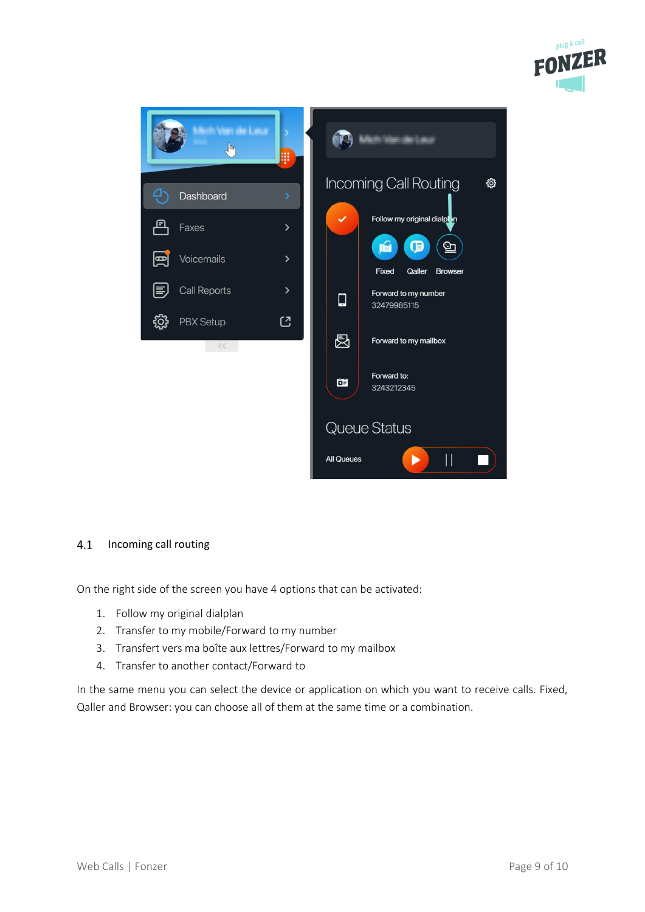## 4.1 Incoming call routing

On the right side of the screen you have 4 options that can be activated:

1. Follow my original dialplan
2. Transfer to my mobile/Forward to my number
3. Transfert vers ma boîte aux lettres/Forward to my mailbox
4. Transfer to another contact/Forward to

In the same menu you can select the device or application on which you want to receive calls. Fixed, Qaller and Browser: you can choose all of them at the same time or a combination.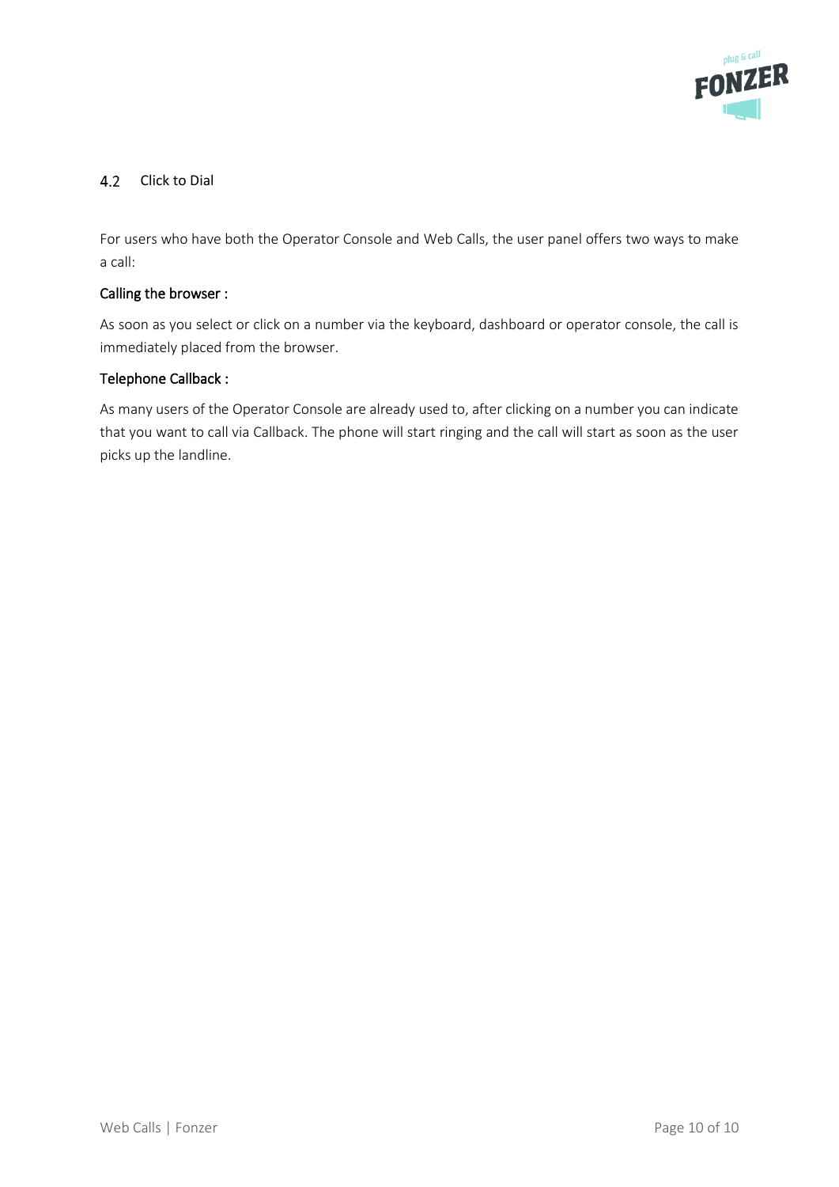## 4.2 Click to Dial

For users who have both the Operator Console and Web Calls, the user panel offers two ways to make a call:

### Calling the browser :

As soon as you select or click on a number via the keyboard, dashboard or operator console, the call is immediately placed from the browser.

### Telephone Callback :

As many users of the Operator Console are already used to, after clicking on a number you can indicate that you want to call via Callback. The phone will start ringing and the call will start as soon as the user picks up the landline.